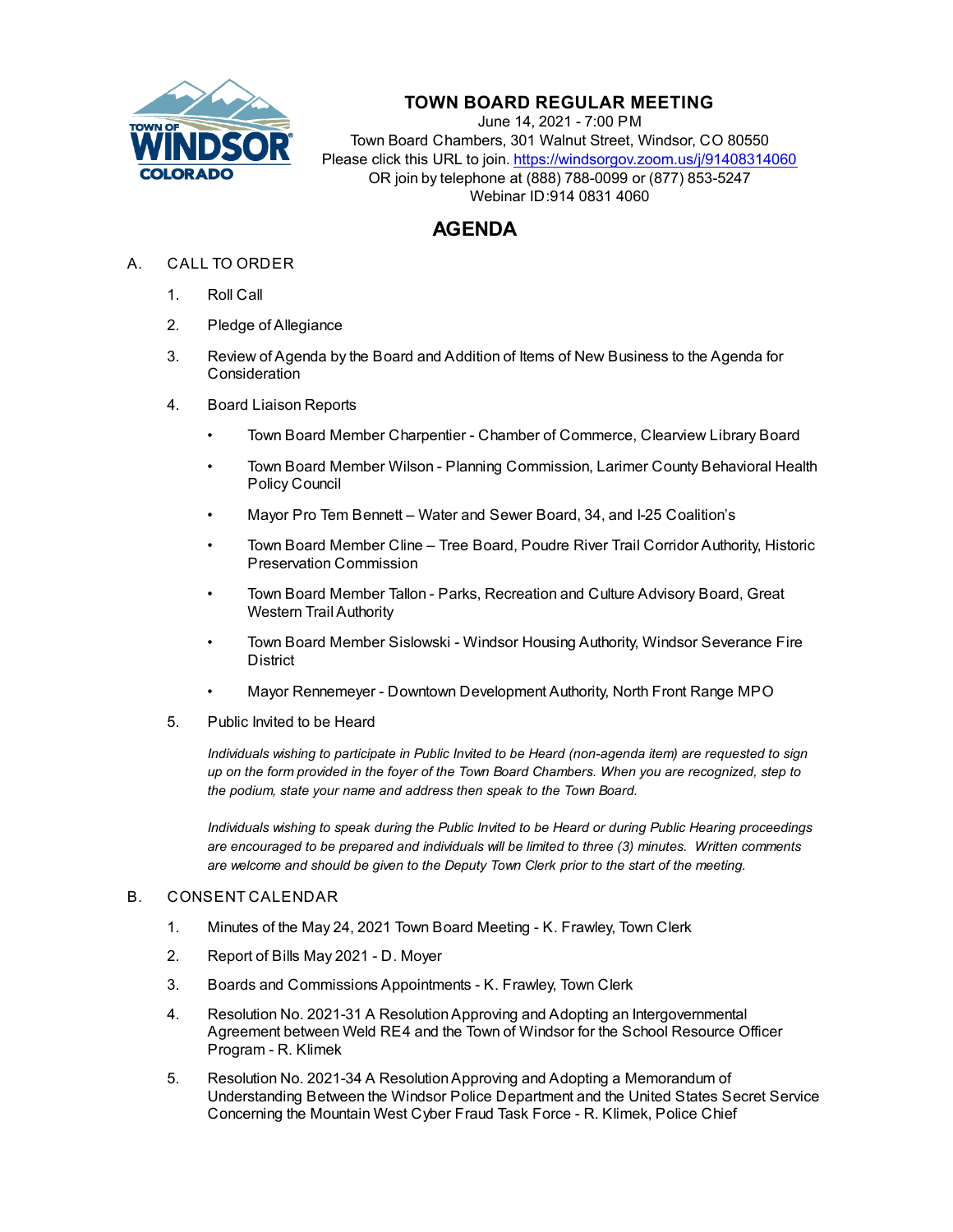# TOWN BOARD REGULAR MEETING

June 14, 2021 - 7:00 PM
Town Board Chambers, 301 Walnut Street, Windsor, CO 80550
Please click this URL to join. https://windsorgov.zoom.us/j/91408314060
OR join by telephone at (888) 788-0099 or (877) 853-5247
Webinar ID:914 0831 4060

## AGENDA

A. CALL TO ORDER

1. Roll Call
2. Pledge of Allegiance
3. Review of Agenda by the Board and Addition of Items of New Business to the Agenda for Consideration
4. Board Liaison Reports
   - Town Board Member Charpentier - Chamber of Commerce, Clearview Library Board
   - Town Board Member Wilson - Planning Commission, Larimer County Behavioral Health Policy Council
   - Mayor Pro Tem Bennett – Water and Sewer Board, 34, and I-25 Coalition's
   - Town Board Member Cline – Tree Board, Poudre River Trail Corridor Authority, Historic Preservation Commission
   - Town Board Member Tallon - Parks, Recreation and Culture Advisory Board, Great Western Trail Authority
   - Town Board Member Sislowski - Windsor Housing Authority, Windsor Severance Fire District
   - Mayor Rennemeyer - Downtown Development Authority, North Front Range MPO
5. Public Invited to be Heard

   *Individuals wishing to participate in Public Invited to be Heard (non-agenda item) are requested to sign up on the form provided in the foyer of the Town Board Chambers. When you are recognized, step to the podium, state your name and address then speak to the Town Board.*

   *Individuals wishing to speak during the Public Invited to be Heard or during Public Hearing proceedings are encouraged to be prepared and individuals will be limited to three (3) minutes. Written comments are welcome and should be given to the Deputy Town Clerk prior to the start of the meeting.*

B. CONSENT CALENDAR

1. Minutes of the May 24, 2021 Town Board Meeting - K. Frawley, Town Clerk
2. Report of Bills May 2021 - D. Moyer
3. Boards and Commissions Appointments - K. Frawley, Town Clerk
4. Resolution No. 2021-31 A Resolution Approving and Adopting an Intergovernmental Agreement between Weld RE4 and the Town of Windsor for the School Resource Officer Program - R. Klimek
5. Resolution No. 2021-34 A Resolution Approving and Adopting a Memorandum of Understanding Between the Windsor Police Department and the United States Secret Service Concerning the Mountain West Cyber Fraud Task Force - R. Klimek, Police Chief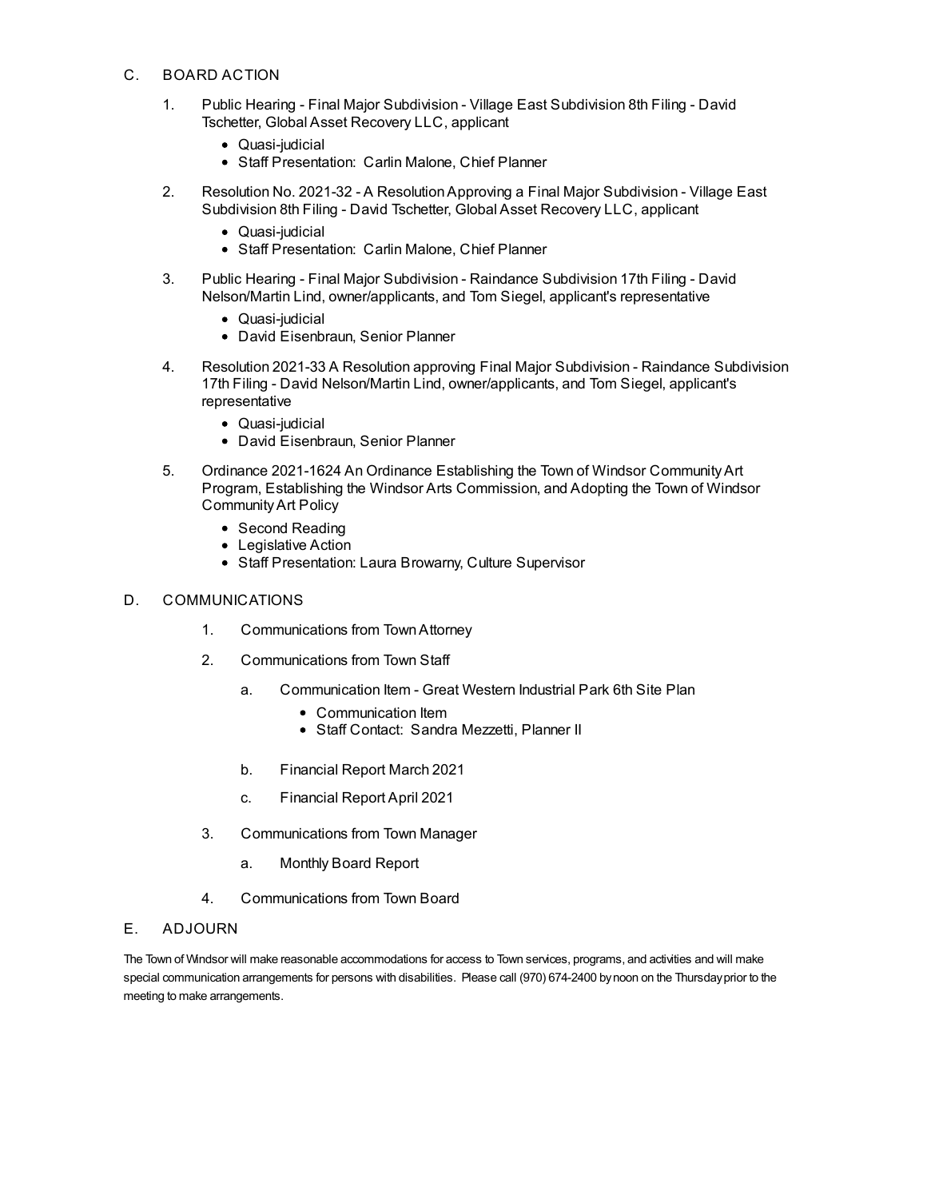## C. BOARD ACTION

1. Public Hearing - Final Major Subdivision - Village East Subdivision 8th Filing - David Tschetter, Global Asset Recovery LLC, applicant
   - Quasi-judicial
   - Staff Presentation: Carlin Malone, Chief Planner

2. Resolution No. 2021-32 - A Resolution Approving a Final Major Subdivision - Village East Subdivision 8th Filing - David Tschetter, Global Asset Recovery LLC, applicant
   - Quasi-judicial
   - Staff Presentation: Carlin Malone, Chief Planner

3. Public Hearing - Final Major Subdivision - Raindance Subdivision 17th Filing - David Nelson/Martin Lind, owner/applicants, and Tom Siegel, applicant's representative
   - Quasi-judicial
   - David Eisenbraun, Senior Planner

4. Resolution 2021-33 A Resolution approving Final Major Subdivision - Raindance Subdivision 17th Filing - David Nelson/Martin Lind, owner/applicants, and Tom Siegel, applicant's representative
   - Quasi-judicial
   - David Eisenbraun, Senior Planner

5. Ordinance 2021-1624 An Ordinance Establishing the Town of Windsor Community Art Program, Establishing the Windsor Arts Commission, and Adopting the Town of Windsor Community Art Policy
   - Second Reading
   - Legislative Action
   - Staff Presentation: Laura Browarny, Culture Supervisor

## D. COMMUNICATIONS

1. Communications from Town Attorney

2. Communications from Town Staff

   a. Communication Item - Great Western Industrial Park 6th Site Plan
      - Communication Item
      - Staff Contact: Sandra Mezzetti, Planner II

   b. Financial Report March 2021

   c. Financial Report April 2021

3. Communications from Town Manager

   a. Monthly Board Report

4. Communications from Town Board

## E. ADJOURN

The Town of Windsor will make reasonable accommodations for access to Town services, programs, and activities and will make special communication arrangements for persons with disabilities. Please call (970) 674-2400 by noon on the Thursday prior to the meeting to make arrangements.